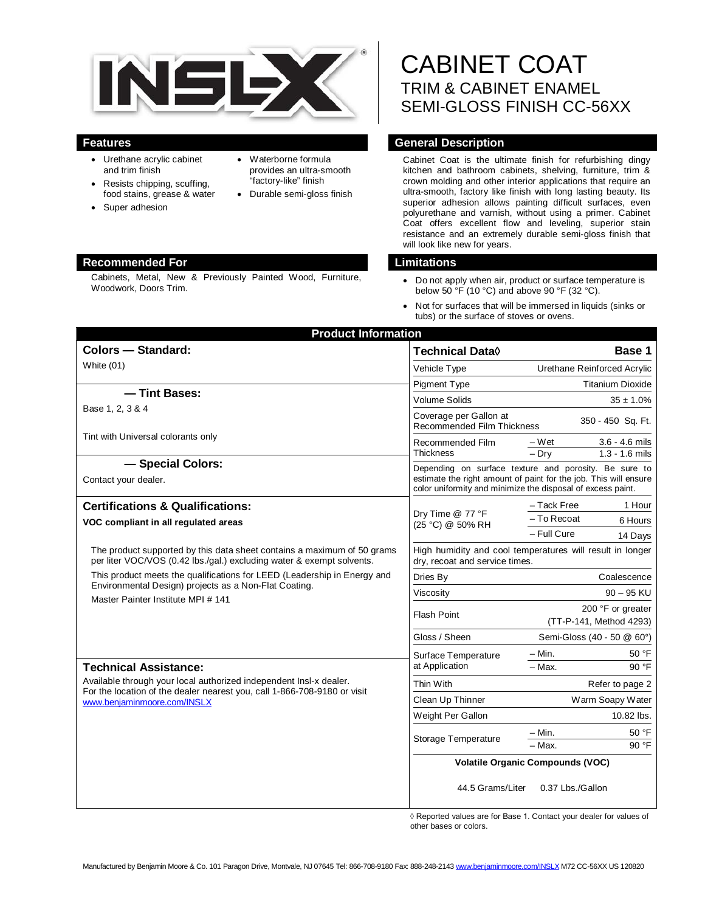# CABINET COAT

## TRIM & CABINET ENAMEL
## SEMI-GLOSS FINISH CC-56XX

## Features

- Urethane acrylic cabinet and trim finish
- Resists chipping, scuffing, food stains, grease & water
- Super adhesion
- Waterborne formula provides an ultra-smooth "factory-like" finish
- Durable semi-gloss finish

## General Description

Cabinet Coat is the ultimate finish for refurbishing dingy kitchen and bathroom cabinets, shelving, furniture, trim & crown molding and other interior applications that require an ultra-smooth, factory like finish with long lasting beauty. Its superior adhesion allows painting difficult surfaces, even polyurethane and varnish, without using a primer. Cabinet Coat offers excellent flow and leveling, superior stain resistance and an extremely durable semi-gloss finish that will look like new for years.

## Recommended For

Cabinets, Metal, New & Previously Painted Wood, Furniture, Woodwork, Doors Trim.

## Limitations

- Do not apply when air, product or surface temperature is below 50 °F (10 °C) and above 90 °F (32 °C).
- Not for surfaces that will be immersed in liquids (sinks or tubs) or the surface of stoves or ovens.

## Product Information

### Colors — Standard:

White (01)

### — Tint Bases:

Base 1, 2, 3 & 4

Tint with Universal colorants only

### — Special Colors:

Contact your dealer.

### Certifications & Qualifications:

**VOC compliant in all regulated areas**

The product supported by this data sheet contains a maximum of 50 grams per liter VOC/VOS (0.42 lbs./gal.) excluding water & exempt solvents.

This product meets the qualifications for LEED (Leadership in Energy and Environmental Design) projects as a Non-Flat Coating.

Master Painter Institute MPI # 141

### Technical Assistance:

Available through your local authorized independent Insl-x dealer. For the location of the dealer nearest you, call 1-866-708-9180 or visit www.benjaminmoore.com/INSLX

| Technical Data◊ | | Base 1 |
|---|---|---|
| Vehicle Type | | Urethane Reinforced Acrylic |
| Pigment Type | | Titanium Dioxide |
| Volume Solids | | 35 ± 1.0% |
| Coverage per Gallon at Recommended Film Thickness | | 350 - 450 Sq. Ft. |
| Recommended Film Thickness | – Wet | 3.6 - 4.6 mils |
| | – Dry | 1.3 - 1.6 mils |
| Depending on surface texture and porosity. Be sure to estimate the right amount of paint for the job. This will ensure color uniformity and minimize the disposal of excess paint. | | |
| Dry Time @ 77 °F (25 °C) @ 50% RH | – Tack Free | 1 Hour |
| | – To Recoat | 6 Hours |
| | – Full Cure | 14 Days |
| High humidity and cool temperatures will result in longer dry, recoat and service times. | | |
| Dries By | | Coalescence |
| Viscosity | | 90 – 95 KU |
| Flash Point | | 200 °F or greater (TT-P-141, Method 4293) |
| Gloss / Sheen | | Semi-Gloss (40 - 50 @ 60°) |
| Surface Temperature at Application | – Min. | 50 °F |
| | – Max. | 90 °F |
| Thin With | | Refer to page 2 |
| Clean Up Thinner | | Warm Soapy Water |
| Weight Per Gallon | | 10.82 lbs. |
| Storage Temperature | – Min. | 50 °F |
| | – Max. | 90 °F |
| **Volatile Organic Compounds (VOC)** | | |
| 44.5 Grams/Liter | | 0.37 Lbs./Gallon |

◊ Reported values are for Base 1. Contact your dealer for values of other bases or colors.

Manufactured by Benjamin Moore & Co. 101 Paragon Drive, Montvale, NJ 07645 Tel: 866-708-9180 Fax: 888-248-2143 www.benjaminmoore.com/INSLX M72 CC-56XX US 120820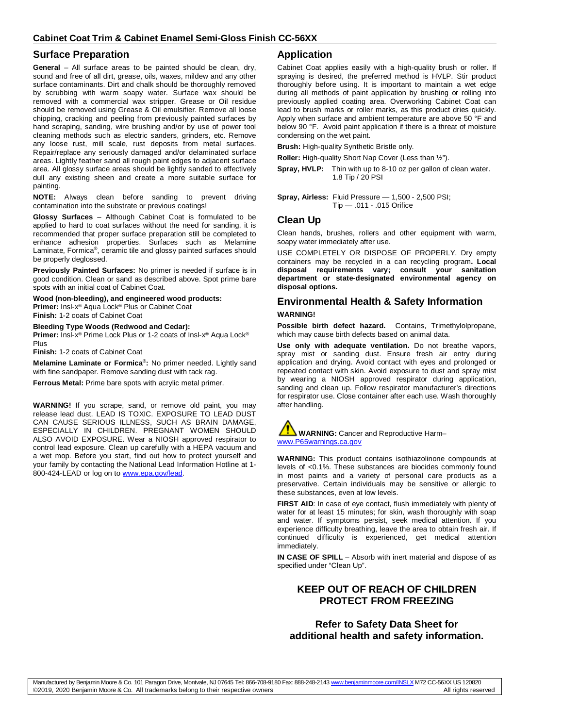## Cabinet Coat Trim & Cabinet Enamel Semi-Gloss Finish CC-56XX

## Surface Preparation

**General** – All surface areas to be painted should be clean, dry, sound and free of all dirt, grease, oils, waxes, mildew and any other surface contaminants. Dirt and chalk should be thoroughly removed by scrubbing with warm soapy water. Surface wax should be removed with a commercial wax stripper. Grease or Oil residue should be removed using Grease & Oil emulsifier. Remove all loose chipping, cracking and peeling from previously painted surfaces by hand scraping, sanding, wire brushing and/or by use of power tool cleaning methods such as electric sanders, grinders, etc. Remove any loose rust, mill scale, rust deposits from metal surfaces. Repair/replace any seriously damaged and/or delaminated surface areas. Lightly feather sand all rough paint edges to adjacent surface area. All glossy surface areas should be lightly sanded to effectively dull any existing sheen and create a more suitable surface for painting.

**NOTE:** Always clean before sanding to prevent driving contamination into the substrate or previous coatings!

**Glossy Surfaces** – Although Cabinet Coat is formulated to be applied to hard to coat surfaces without the need for sanding, it is recommended that proper surface preparation still be completed to enhance adhesion properties. Surfaces such as Melamine Laminate, Formica®, ceramic tile and glossy painted surfaces should be properly deglossed.

**Previously Painted Surfaces:** No primer is needed if surface is in good condition. Clean or sand as described above. Spot prime bare spots with an initial coat of Cabinet Coat.

**Wood (non-bleeding), and engineered wood products:**
**Primer:** Insl-x® Aqua Lock® Plus or Cabinet Coat
**Finish:** 1-2 coats of Cabinet Coat

**Bleeding Type Woods (Redwood and Cedar):**
**Primer:** Insl-x® Prime Lock Plus or 1-2 coats of Insl-x® Aqua Lock® Plus
**Finish:** 1-2 coats of Cabinet Coat

**Melamine Laminate or Formica®:** No primer needed. Lightly sand with fine sandpaper. Remove sanding dust with tack rag.

**Ferrous Metal:** Prime bare spots with acrylic metal primer.

**WARNING!** If you scrape, sand, or remove old paint, you may release lead dust. LEAD IS TOXIC. EXPOSURE TO LEAD DUST CAN CAUSE SERIOUS ILLNESS, SUCH AS BRAIN DAMAGE, ESPECIALLY IN CHILDREN. PREGNANT WOMEN SHOULD ALSO AVOID EXPOSURE. Wear a NIOSH approved respirator to control lead exposure. Clean up carefully with a HEPA vacuum and a wet mop. Before you start, find out how to protect yourself and your family by contacting the National Lead Information Hotline at 1-800-424-LEAD or log on to www.epa.gov/lead.

## Application

Cabinet Coat applies easily with a high-quality brush or roller. If spraying is desired, the preferred method is HVLP. Stir product thoroughly before using. It is important to maintain a wet edge during all methods of paint application by brushing or rolling into previously applied coating area. Overworking Cabinet Coat can lead to brush marks or roller marks, as this product dries quickly. Apply when surface and ambient temperature are above 50 °F and below 90 °F. Avoid paint application if there is a threat of moisture condensing on the wet paint.

**Brush:** High-quality Synthetic Bristle only.

**Roller:** High-quality Short Nap Cover (Less than ½").

**Spray, HVLP:** Thin with up to 8-10 oz per gallon of clean water. 1.8 Tip / 20 PSI

**Spray, Airless:** Fluid Pressure — 1,500 - 2,500 PSI; Tip — .011 - .015 Orifice

## Clean Up

Clean hands, brushes, rollers and other equipment with warm, soapy water immediately after use.

USE COMPLETELY OR DISPOSE OF PROPERLY. Dry empty containers may be recycled in a can recycling program**. Local disposal requirements vary; consult your sanitation department or state-designated environmental agency on disposal options.**

## Environmental Health & Safety Information

**WARNING!**

**Possible birth defect hazard.** Contains, Trimethylolpropane, which may cause birth defects based on animal data.

**Use only with adequate ventilation.** Do not breathe vapors, spray mist or sanding dust. Ensure fresh air entry during application and drying. Avoid contact with eyes and prolonged or repeated contact with skin. Avoid exposure to dust and spray mist by wearing a NIOSH approved respirator during application, sanding and clean up. Follow respirator manufacturer's directions for respirator use. Close container after each use. Wash thoroughly after handling.

**WARNING:** Cancer and Reproductive Harm– www.P65warnings.ca.gov

**WARNING:** This product contains isothiazolinone compounds at levels of <0.1%. These substances are biocides commonly found in most paints and a variety of personal care products as a preservative. Certain individuals may be sensitive or allergic to these substances, even at low levels.

**FIRST AID**: In case of eye contact, flush immediately with plenty of water for at least 15 minutes; for skin, wash thoroughly with soap and water. If symptoms persist, seek medical attention. If you experience difficulty breathing, leave the area to obtain fresh air. If continued difficulty is experienced, get medical attention immediately.

**IN CASE OF SPILL** – Absorb with inert material and dispose of as specified under "Clean Up".

**KEEP OUT OF REACH OF CHILDREN**
**PROTECT FROM FREEZING**

**Refer to Safety Data Sheet for additional health and safety information.**

Manufactured by Benjamin Moore & Co. 101 Paragon Drive, Montvale, NJ 07645 Tel: 866-708-9180 Fax: 888-248-2143 www.benjaminmoore.com/INSLX M72 CC-56XX US 120820
©2019, 2020 Benjamin Moore & Co. All trademarks belong to their respective owners All rights reserved